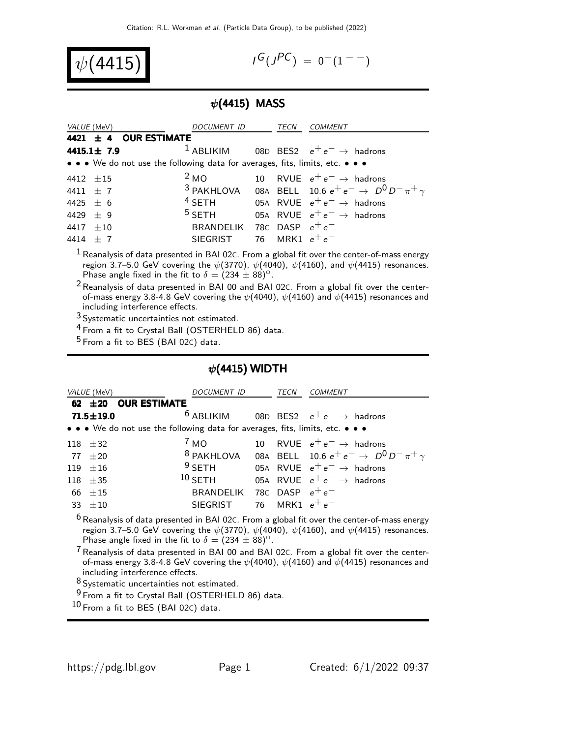# $\psi(4415)$

$I^G(J^{PC}) = 0^-(1^{--})$

## $\psi(4415)$ MASS

| VALUE (MeV) | DOCUMENT ID | | TECN | COMMENT |
|---|---|---|---|---|
| **4421 ± 4 OUR ESTIMATE** | | | | |
| **4415.1 ± 7.9** | [1] ABLIKIM | 08D | BES2 | $e^+e^- \rightarrow$ hadrons |
| • • • We do not use the following data for averages, fits, limits, etc. • • • | | | | |
| 4412 ± 15 | [2] MO | 10 | RVUE | $e^+e^- \rightarrow$ hadrons |
| 4411 ± 7 | [3] PAKHLOVA | 08A | BELL | 10.6 $e^+e^- \rightarrow D^0 D^- \pi^+ \gamma$ |
| 4425 ± 6 | [4] SETH | 05A | RVUE | $e^+e^- \rightarrow$ hadrons |
| 4429 ± 9 | [5] SETH | 05A | RVUE | $e^+e^- \rightarrow$ hadrons |
| 4417 ± 10 | BRANDELIK | 78C | DASP | $e^+e^-$ |
| 4414 ± 7 | SIEGRIST | 76 | MRK1 | $e^+e^-$ |

[1] Reanalysis of data presented in BAI 02C. From a global fit over the center-of-mass energy region 3.7–5.0 GeV covering the $\psi(3770)$, $\psi(4040)$, $\psi(4160)$, and $\psi(4415)$ resonances. Phase angle fixed in the fit to $\delta = (234 \pm 88)^\circ$.

[2] Reanalysis of data presented in BAI 00 and BAI 02C. From a global fit over the center-of-mass energy 3.8-4.8 GeV covering the $\psi(4040)$, $\psi(4160)$ and $\psi(4415)$ resonances and including interference effects.

[3] Systematic uncertainties not estimated.

[4] From a fit to Crystal Ball (OSTERHELD 86) data.

[5] From a fit to BES (BAI 02C) data.

## $\psi(4415)$ WIDTH

| VALUE (MeV) | DOCUMENT ID | | TECN | COMMENT |
|---|---|---|---|---|
| **62 ± 20 OUR ESTIMATE** | | | | |
| **71.5 ± 19.0** | [6] ABLIKIM | 08D | BES2 | $e^+e^- \rightarrow$ hadrons |
| • • • We do not use the following data for averages, fits, limits, etc. • • • | | | | |
| 118 ± 32 | [7] MO | 10 | RVUE | $e^+e^- \rightarrow$ hadrons |
| 77 ± 20 | [8] PAKHLOVA | 08A | BELL | 10.6 $e^+e^- \rightarrow D^0 D^- \pi^+ \gamma$ |
| 119 ± 16 | [9] SETH | 05A | RVUE | $e^+e^- \rightarrow$ hadrons |
| 118 ± 35 | [10] SETH | 05A | RVUE | $e^+e^- \rightarrow$ hadrons |
| 66 ± 15 | BRANDELIK | 78C | DASP | $e^+e^-$ |
| 33 ± 10 | SIEGRIST | 76 | MRK1 | $e^+e^-$ |

[6] Reanalysis of data presented in BAI 02C. From a global fit over the center-of-mass energy region 3.7–5.0 GeV covering the $\psi(3770)$, $\psi(4040)$, $\psi(4160)$, and $\psi(4415)$ resonances. Phase angle fixed in the fit to $\delta = (234 \pm 88)^\circ$.

[7] Reanalysis of data presented in BAI 00 and BAI 02C. From a global fit over the center-of-mass energy 3.8-4.8 GeV covering the $\psi(4040)$, $\psi(4160)$ and $\psi(4415)$ resonances and including interference effects.

[8] Systematic uncertainties not estimated.

[9] From a fit to Crystal Ball (OSTERHELD 86) data.

[10] From a fit to BES (BAI 02C) data.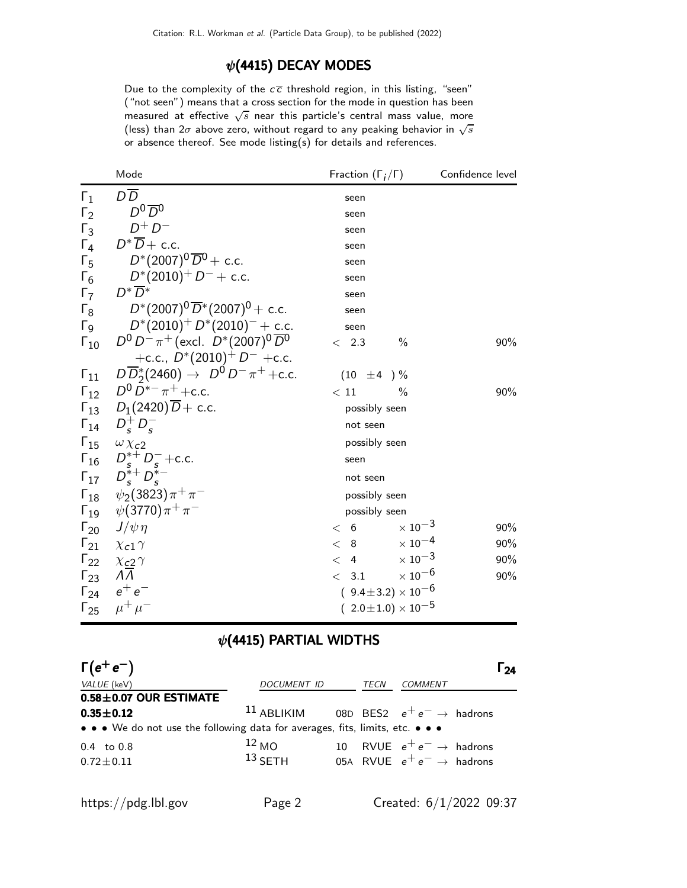## $\psi(4415)$ DECAY MODES

Due to the complexity of the $c\overline{c}$ threshold region, in this listing, "seen" ("not seen") means that a cross section for the mode in question has been measured at effective $\sqrt{s}$ near this particle's central mass value, more (less) than $2\sigma$ above zero, without regard to any peaking behavior in $\sqrt{s}$ or absence thereof. See mode listing(s) for details and references.

| | Mode | Fraction ($\Gamma_i/\Gamma$) | Confidence level |
|---|---|---|---|
| $\Gamma_1$ | $D\overline{D}$ | seen | |
| $\Gamma_2$ | $D^0\overline{D}^0$ | seen | |
| $\Gamma_3$ | $D^+D^-$ | seen | |
| $\Gamma_4$ | $D^*\overline{D}+$ c.c. | seen | |
| $\Gamma_5$ | $D^*(2007)^0\overline{D}^0+$ c.c. | seen | |
| $\Gamma_6$ | $D^*(2010)^+D^-+$ c.c. | seen | |
| $\Gamma_7$ | $D^*\overline{D}^*$ | seen | |
| $\Gamma_8$ | $D^*(2007)^0\overline{D}^*(2007)^0+$ c.c. | seen | |
| $\Gamma_9$ | $D^*(2010)^+D^*(2010)^-+$ c.c. | seen | |
| $\Gamma_{10}$ | $D^0D^-\pi^+$(excl. $D^*(2007)^0\overline{D}^0$ +c.c., $D^*(2010)^+D^-$ +c.c. | $<2.3$ % | 90% |
| $\Gamma_{11}$ | $D\overline{D}_2^*(2460)\to D^0D^-\pi^+$+c.c. | $(10\pm4)$ % | |
| $\Gamma_{12}$ | $D^0D^{*-}\pi^+$+c.c. | $<11$ % | 90% |
| $\Gamma_{13}$ | $D_1(2420)\overline{D}+$ c.c. | possibly seen | |
| $\Gamma_{14}$ | $D_s^+D_s^-$ | not seen | |
| $\Gamma_{15}$ | $\omega\chi_{c2}$ | possibly seen | |
| $\Gamma_{16}$ | $D_s^{*+}D_s^-$+c.c. | seen | |
| $\Gamma_{17}$ | $D_s^{*+}D_s^{*-}$ | not seen | |
| $\Gamma_{18}$ | $\psi_2(3823)\pi^+\pi^-$ | possibly seen | |
| $\Gamma_{19}$ | $\psi(3770)\pi^+\pi^-$ | possibly seen | |
| $\Gamma_{20}$ | $J/\psi\eta$ | $<6\times10^{-3}$ | 90% |
| $\Gamma_{21}$ | $\chi_{c1}\gamma$ | $<8\times10^{-4}$ | 90% |
| $\Gamma_{22}$ | $\chi_{c2}\gamma$ | $<4\times10^{-3}$ | 90% |
| $\Gamma_{23}$ | $\Lambda\overline{\Lambda}$ | $<3.1\times10^{-6}$ | 90% |
| $\Gamma_{24}$ | $e^+e^-$ | $(9.4\pm3.2)\times10^{-6}$ | |
| $\Gamma_{25}$ | $\mu^+\mu^-$ | $(2.0\pm1.0)\times10^{-5}$ | |

## $\psi(4415)$ PARTIAL WIDTHS

### $\Gamma(e^+e^-)$ — $\Gamma_{24}$

| VALUE (keV) | DOCUMENT ID | | TECN | COMMENT |
|---|---|---|---|---|
| **0.58±0.07 OUR ESTIMATE** | | | | |
| **0.35±0.12** | [11] ABLIKIM | 08D | BES2 | $e^+e^-\to$ hadrons |
| • • • We do not use the following data for averages, fits, limits, etc. • • • | | | | |
| 0.4 to 0.8 | [12] MO | 10 | RVUE | $e^+e^-\to$ hadrons |
| $0.72\pm0.11$ | [13] SETH | 05A | RVUE | $e^+e^-\to$ hadrons |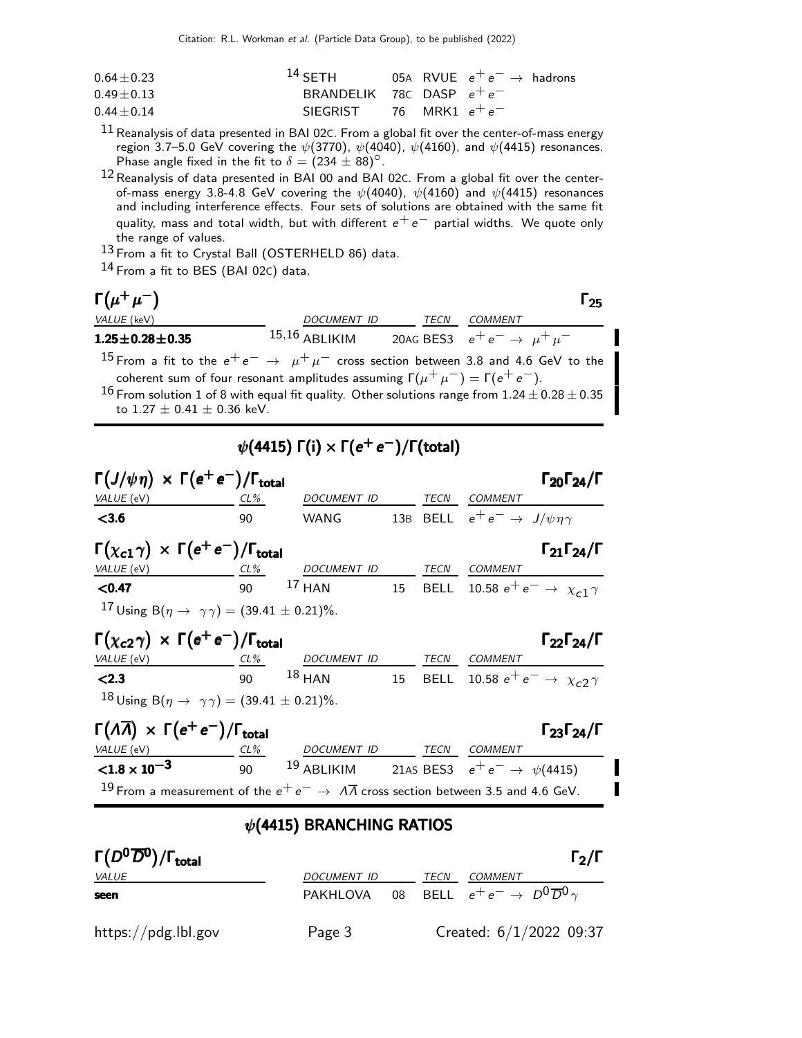| | | | | |
|---|---|---|---|---|
| $0.64 \pm 0.23$ | [14] SETH | 05A | RVUE | $e^+e^- \to$ hadrons |
| $0.49 \pm 0.13$ | BRANDELIK | 78C | DASP | $e^+e^-$ |
| $0.44 \pm 0.14$ | SIEGRIST | 76 | MRK1 | $e^+e^-$ |

[11] Reanalysis of data presented in BAI 02C. From a global fit over the center-of-mass energy region 3.7–5.0 GeV covering the $\psi(3770)$, $\psi(4040)$, $\psi(4160)$, and $\psi(4415)$ resonances. Phase angle fixed in the fit to $\delta = (234 \pm 88)^\circ$.

[12] Reanalysis of data presented in BAI 00 and BAI 02C. From a global fit over the center-of-mass energy 3.8-4.8 GeV covering the $\psi(4040)$, $\psi(4160)$ and $\psi(4415)$ resonances and including interference effects. Four sets of solutions are obtained with the same fit quality, mass and total width, but with different $e^+e^-$ partial widths. We quote only the range of values.

[13] From a fit to Crystal Ball (OSTERHELD 86) data.

[14] From a fit to BES (BAI 02C) data.

### $\Gamma(\mu^+\mu^-)$ $\Gamma_{25}$

| VALUE (keV) | DOCUMENT ID | | TECN | COMMENT |
|---|---|---|---|---|
| **$1.25 \pm 0.28 \pm 0.35$** | [15,16] ABLIKIM | 20AG | BES3 | $e^+e^- \to \mu^+\mu^-$ |

[15] From a fit to the $e^+e^- \to \mu^+\mu^-$ cross section between 3.8 and 4.6 GeV to the coherent sum of four resonant amplitudes assuming $\Gamma(\mu^+\mu^-) = \Gamma(e^+e^-)$.

[16] From solution 1 of 8 with equal fit quality. Other solutions range from $1.24 \pm 0.28 \pm 0.35$ to $1.27 \pm 0.41 \pm 0.36$ keV.

## $\psi(4415)$ $\Gamma(i) \times \Gamma(e^+e^-)/\Gamma(\text{total})$

### $\Gamma(J/\psi\eta) \times \Gamma(e^+e^-)/\Gamma_{\text{total}}$ $\Gamma_{20}\Gamma_{24}/\Gamma$

| VALUE (eV) | CL% | DOCUMENT ID | | TECN | COMMENT |
|---|---|---|---|---|---|
| **<3.6** | 90 | WANG | 13B | BELL | $e^+e^- \to J/\psi\eta\gamma$ |

### $\Gamma(\chi_{c1}\gamma) \times \Gamma(e^+e^-)/\Gamma_{\text{total}}$ $\Gamma_{21}\Gamma_{24}/\Gamma$

| VALUE (eV) | CL% | DOCUMENT ID | | TECN | COMMENT |
|---|---|---|---|---|---|
| **<0.47** | 90 | [17] HAN | 15 | BELL | 10.58 $e^+e^- \to \chi_{c1}\gamma$ |

[17] Using $B(\eta \to \gamma\gamma) = (39.41 \pm 0.21)\%$.

### $\Gamma(\chi_{c2}\gamma) \times \Gamma(e^+e^-)/\Gamma_{\text{total}}$ $\Gamma_{22}\Gamma_{24}/\Gamma$

| VALUE (eV) | CL% | DOCUMENT ID | | TECN | COMMENT |
|---|---|---|---|---|---|
| **<2.3** | 90 | [18] HAN | 15 | BELL | 10.58 $e^+e^- \to \chi_{c2}\gamma$ |

[18] Using $B(\eta \to \gamma\gamma) = (39.41 \pm 0.21)\%$.

### $\Gamma(\Lambda\overline{\Lambda}) \times \Gamma(e^+e^-)/\Gamma_{\text{total}}$ $\Gamma_{23}\Gamma_{24}/\Gamma$

| VALUE (eV) | CL% | DOCUMENT ID | | TECN | COMMENT |
|---|---|---|---|---|---|
| **$<1.8 \times 10^{-3}$** | 90 | [19] ABLIKIM | 21AS | BES3 | $e^+e^- \to \psi(4415)$ |

[19] From a measurement of the $e^+e^- \to \Lambda\overline{\Lambda}$ cross section between 3.5 and 4.6 GeV.

## $\psi(4415)$ BRANCHING RATIOS

### $\Gamma(D^0\overline{D}^0)/\Gamma_{\text{total}}$ $\Gamma_2/\Gamma$

| VALUE | DOCUMENT ID | | TECN | COMMENT |
|---|---|---|---|---|
| **seen** | PAKHLOVA | 08 | BELL | $e^+e^- \to D^0\overline{D}^0\gamma$ |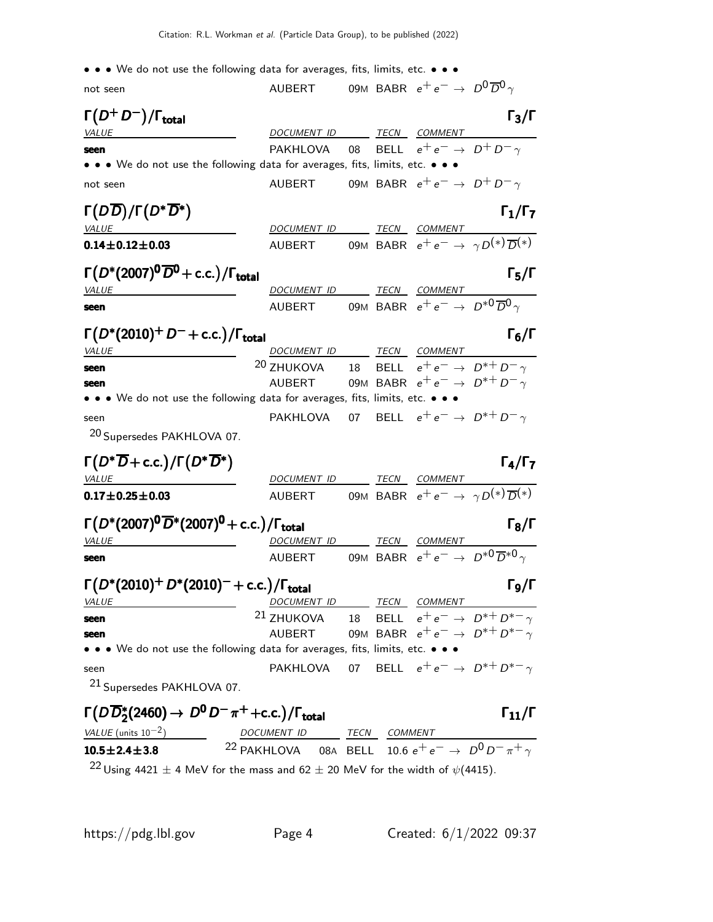• • • We do not use the following data for averages, fits, limits, etc. • • •

| | | | | |
|---|---|---|---|---|
| not seen | AUBERT | 09M | BABR | $e^+e^- \rightarrow D^0\overline{D}^0\gamma$ |

### $\Gamma(D^+D^-)/\Gamma_{\text{total}}$ $\Gamma_3/\Gamma$

| VALUE | DOCUMENT ID | | TECN | COMMENT |
|---|---|---|---|---|
| **seen** | PAKHLOVA | 08 | BELL | $e^+e^- \rightarrow D^+D^-\gamma$ |
| • • • We do not use the following data for averages, fits, limits, etc. • • • | | | | |
| not seen | AUBERT | 09M | BABR | $e^+e^- \rightarrow D^+D^-\gamma$ |

### $\Gamma(D\overline{D})/\Gamma(D^*\overline{D}^*)$ $\Gamma_1/\Gamma_7$

| VALUE | DOCUMENT ID | | TECN | COMMENT |
|---|---|---|---|---|
| **0.14±0.12±0.03** | AUBERT | 09M | BABR | $e^+e^- \rightarrow \gamma D^{(*)}\overline{D}^{(*)}$ |

### $\Gamma(D^*(2007)^0\overline{D}^0+\text{c.c.})/\Gamma_{\text{total}}$ $\Gamma_5/\Gamma$

| VALUE | DOCUMENT ID | | TECN | COMMENT |
|---|---|---|---|---|
| **seen** | AUBERT | 09M | BABR | $e^+e^- \rightarrow D^{*0}\overline{D}^0\gamma$ |

### $\Gamma(D^*(2010)^+D^-+\text{c.c.})/\Gamma_{\text{total}}$ $\Gamma_6/\Gamma$

| VALUE | DOCUMENT ID | | TECN | COMMENT |
|---|---|---|---|---|
| **seen** | [20] ZHUKOVA | 18 | BELL | $e^+e^- \rightarrow D^{*+}D^-\gamma$ |
| **seen** | AUBERT | 09M | BABR | $e^+e^- \rightarrow D^{*+}D^-\gamma$ |
| • • • We do not use the following data for averages, fits, limits, etc. • • • | | | | |
| seen | PAKHLOVA | 07 | BELL | $e^+e^- \rightarrow D^{*+}D^-\gamma$ |

[20] Supersedes PAKHLOVA 07.

### $\Gamma(D^*\overline{D}+\text{c.c.})/\Gamma(D^*\overline{D}^*)$ $\Gamma_4/\Gamma_7$

| VALUE | DOCUMENT ID | | TECN | COMMENT |
|---|---|---|---|---|
| **0.17±0.25±0.03** | AUBERT | 09M | BABR | $e^+e^- \rightarrow \gamma D^{(*)}\overline{D}^{(*)}$ |

### $\Gamma(D^*(2007)^0\overline{D}^*(2007)^0+\text{c.c.})/\Gamma_{\text{total}}$ $\Gamma_8/\Gamma$

| VALUE | DOCUMENT ID | | TECN | COMMENT |
|---|---|---|---|---|
| **seen** | AUBERT | 09M | BABR | $e^+e^- \rightarrow D^{*0}\overline{D}^{*0}\gamma$ |

### $\Gamma(D^*(2010)^+D^*(2010)^-+\text{c.c.})/\Gamma_{\text{total}}$ $\Gamma_9/\Gamma$

| VALUE | DOCUMENT ID | | TECN | COMMENT |
|---|---|---|---|---|
| **seen** | [21] ZHUKOVA | 18 | BELL | $e^+e^- \rightarrow D^{*+}D^{*-}\gamma$ |
| **seen** | AUBERT | 09M | BABR | $e^+e^- \rightarrow D^{*+}D^{*-}\gamma$ |
| • • • We do not use the following data for averages, fits, limits, etc. • • • | | | | |
| seen | PAKHLOVA | 07 | BELL | $e^+e^- \rightarrow D^{*+}D^{*-}\gamma$ |

[21] Supersedes PAKHLOVA 07.

### $\Gamma(D\overline{D}_2^*(2460) \rightarrow D^0D^-\pi^+ +\text{c.c.})/\Gamma_{\text{total}}$ $\Gamma_{11}/\Gamma$

| VALUE (units $10^{-2}$) | DOCUMENT ID | | TECN | COMMENT |
|---|---|---|---|---|
| **10.5±2.4±3.8** | [22] PAKHLOVA | 08A | BELL | 10.6 $e^+e^- \rightarrow D^0D^-\pi^+\gamma$ |

[22] Using 4421 ± 4 MeV for the mass and 62 ± 20 MeV for the width of $\psi(4415)$.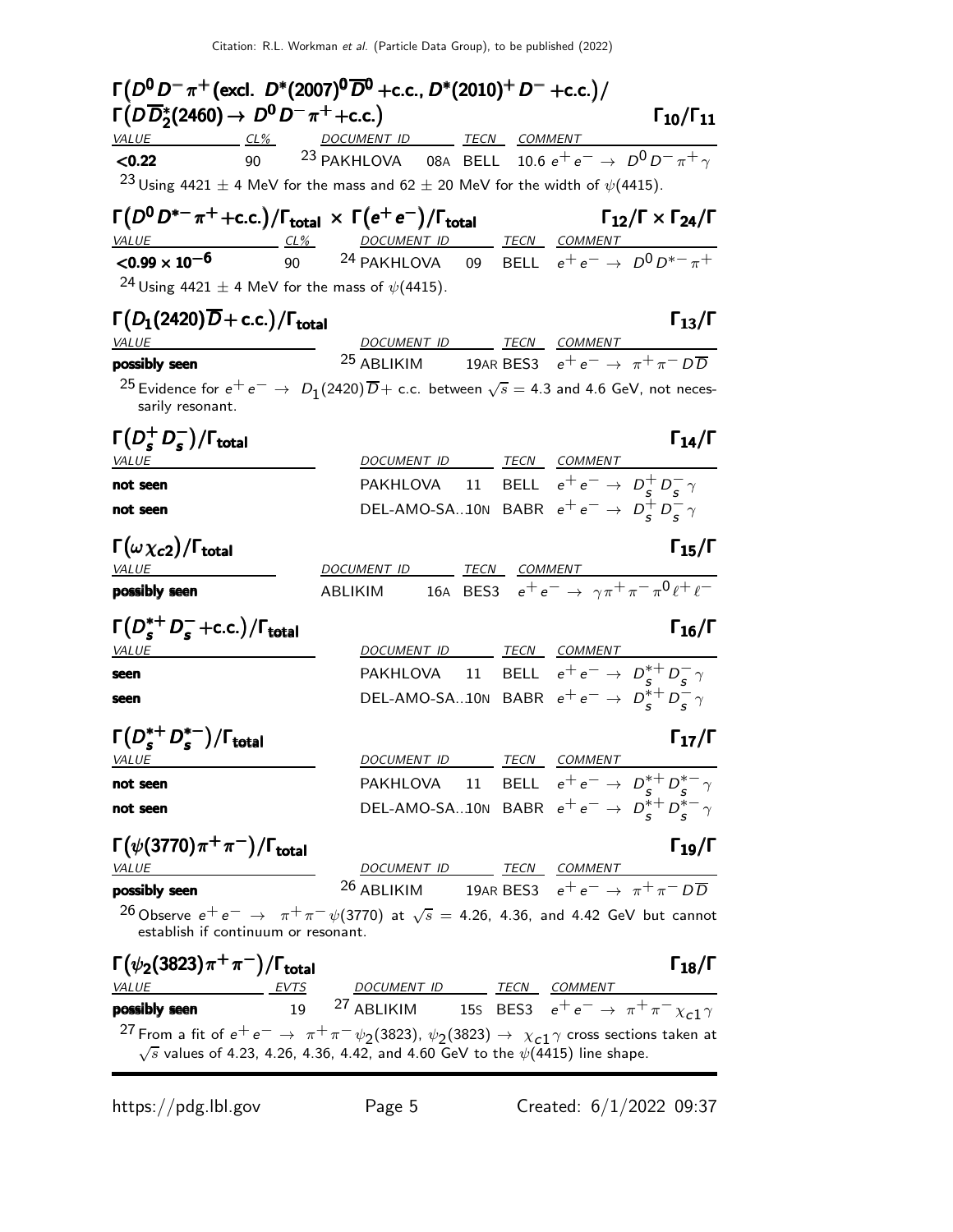### $\Gamma\big(D^0 D^- \pi^+ (\text{excl. } D^*(2007)^0 \overline{D}{}^0 + \text{c.c.}, D^*(2010)^+ D^- + \text{c.c.}\big) / \Gamma\big(D \overline{D}{}^*_2(2460) \to D^0 D^- \pi^+ + \text{c.c.}\big)$ — $\Gamma_{10}/\Gamma_{11}$

| VALUE | CL% | DOCUMENT ID | | TECN | COMMENT |
|---|---|---|---|---|---|
| **<0.22** | 90 | [23] PAKHLOVA | 08A | BELL | 10.6 $e^+ e^- \to D^0 D^- \pi^+ \gamma$ |

[23] Using 4421 ± 4 MeV for the mass and 62 ± 20 MeV for the width of $\psi(4415)$.

### $\Gamma\big(D^0 D^{*-} \pi^+ + \text{c.c.}\big)/\Gamma_{\text{total}} \times \Gamma\big(e^+ e^-\big)/\Gamma_{\text{total}}$ — $\Gamma_{12}/\Gamma \times \Gamma_{24}/\Gamma$

| VALUE | CL% | DOCUMENT ID | | TECN | COMMENT |
|---|---|---|---|---|---|
| **$<0.99 \times 10^{-6}$** | 90 | [24] PAKHLOVA | 09 | BELL | $e^+ e^- \to D^0 D^{*-} \pi^+$ |

[24] Using 4421 ± 4 MeV for the mass of $\psi(4415)$.

### $\Gamma\big(D_1(2420)\overline{D} + \text{c.c.}\big)/\Gamma_{\text{total}}$ — $\Gamma_{13}/\Gamma$

| VALUE | DOCUMENT ID | | TECN | COMMENT |
|---|---|---|---|---|
| **possibly seen** | [25] ABLIKIM | 19AR | BES3 | $e^+ e^- \to \pi^+ \pi^- D \overline{D}$ |

[25] Evidence for $e^+ e^- \to D_1(2420)\overline{D}$+ c.c. between $\sqrt{s}$ = 4.3 and 4.6 GeV, not necessarily resonant.

### $\Gamma\big(D_s^+ D_s^-\big)/\Gamma_{\text{total}}$ — $\Gamma_{14}/\Gamma$

| VALUE | DOCUMENT ID | | TECN | COMMENT |
|---|---|---|---|---|
| **not seen** | PAKHLOVA | 11 | BELL | $e^+ e^- \to D_s^+ D_s^- \gamma$ |
| **not seen** | DEL-AMO-SA... | 10N | BABR | $e^+ e^- \to D_s^+ D_s^- \gamma$ |

### $\Gamma\big(\omega \chi_{c2}\big)/\Gamma_{\text{total}}$ — $\Gamma_{15}/\Gamma$

| VALUE | DOCUMENT ID | | TECN | COMMENT |
|---|---|---|---|---|
| **possibly seen** | ABLIKIM | 16A | BES3 | $e^+ e^- \to \gamma \pi^+ \pi^- \pi^0 \ell^+ \ell^-$ |

### $\Gamma\big(D_s^{*+} D_s^- + \text{c.c.}\big)/\Gamma_{\text{total}}$ — $\Gamma_{16}/\Gamma$

| VALUE | DOCUMENT ID | | TECN | COMMENT |
|---|---|---|---|---|
| **seen** | PAKHLOVA | 11 | BELL | $e^+ e^- \to D_s^{*+} D_s^- \gamma$ |
| **seen** | DEL-AMO-SA... | 10N | BABR | $e^+ e^- \to D_s^{*+} D_s^- \gamma$ |

### $\Gamma\big(D_s^{*+} D_s^{*-}\big)/\Gamma_{\text{total}}$ — $\Gamma_{17}/\Gamma$

| VALUE | DOCUMENT ID | | TECN | COMMENT |
|---|---|---|---|---|
| **not seen** | PAKHLOVA | 11 | BELL | $e^+ e^- \to D_s^{*+} D_s^{*-} \gamma$ |
| **not seen** | DEL-AMO-SA... | 10N | BABR | $e^+ e^- \to D_s^{*+} D_s^{*-} \gamma$ |

### $\Gamma\big(\psi(3770)\pi^+ \pi^-\big)/\Gamma_{\text{total}}$ — $\Gamma_{19}/\Gamma$

| VALUE | DOCUMENT ID | | TECN | COMMENT |
|---|---|---|---|---|
| **possibly seen** | [26] ABLIKIM | 19AR | BES3 | $e^+ e^- \to \pi^+ \pi^- D \overline{D}$ |

[26] Observe $e^+ e^- \to \pi^+ \pi^- \psi(3770)$ at $\sqrt{s}$ = 4.26, 4.36, and 4.42 GeV but cannot establish if continuum or resonant.

### $\Gamma\big(\psi_2(3823)\pi^+ \pi^-\big)/\Gamma_{\text{total}}$ — $\Gamma_{18}/\Gamma$

| VALUE | EVTS | DOCUMENT ID | | TECN | COMMENT |
|---|---|---|---|---|---|
| **possibly seen** | 19 | [27] ABLIKIM | 15S | BES3 | $e^+ e^- \to \pi^+ \pi^- \chi_{c1} \gamma$ |

[27] From a fit of $e^+ e^- \to \pi^+ \pi^- \psi_2(3823)$, $\psi_2(3823) \to \chi_{c1}\gamma$ cross sections taken at $\sqrt{s}$ values of 4.23, 4.26, 4.36, 4.42, and 4.60 GeV to the $\psi(4415)$ line shape.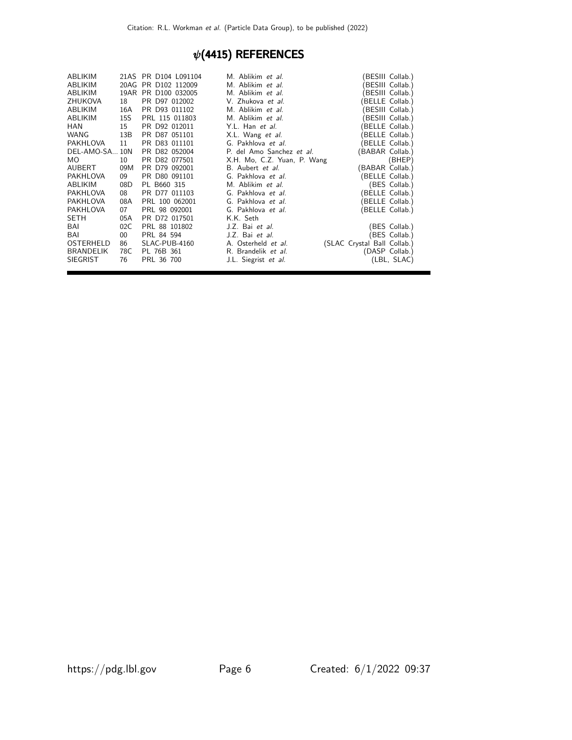## $\psi(4415)$ REFERENCES

| | | | | |
|---|---|---|---|---|
| ABLIKIM | 21AS | PR D104 L091104 | M. Ablikim *et al.* | (BESIII Collab.) |
| ABLIKIM | 20AG | PR D102 112009 | M. Ablikim *et al.* | (BESIII Collab.) |
| ABLIKIM | 19AR | PR D100 032005 | M. Ablikim *et al.* | (BESIII Collab.) |
| ZHUKOVA | 18 | PR D97 012002 | V. Zhukova *et al.* | (BELLE Collab.) |
| ABLIKIM | 16A | PR D93 011102 | M. Ablikim *et al.* | (BESIII Collab.) |
| ABLIKIM | 15S | PRL 115 011803 | M. Ablikim *et al.* | (BESIII Collab.) |
| HAN | 15 | PR D92 012011 | Y.L. Han *et al.* | (BELLE Collab.) |
| WANG | 13B | PR D87 051101 | X.L. Wang *et al.* | (BELLE Collab.) |
| PAKHLOVA | 11 | PR D83 011101 | G. Pakhlova *et al.* | (BELLE Collab.) |
| DEL-AMO-SA... | 10N | PR D82 052004 | P. del Amo Sanchez *et al.* | (BABAR Collab.) |
| MO | 10 | PR D82 077501 | X.H. Mo, C.Z. Yuan, P. Wang | (BHEP) |
| AUBERT | 09M | PR D79 092001 | B. Aubert *et al.* | (BABAR Collab.) |
| PAKHLOVA | 09 | PR D80 091101 | G. Pakhlova *et al.* | (BELLE Collab.) |
| ABLIKIM | 08D | PL B660 315 | M. Ablikim *et al.* | (BES Collab.) |
| PAKHLOVA | 08 | PR D77 011103 | G. Pakhlova *et al.* | (BELLE Collab.) |
| PAKHLOVA | 08A | PRL 100 062001 | G. Pakhlova *et al.* | (BELLE Collab.) |
| PAKHLOVA | 07 | PRL 98 092001 | G. Pakhlova *et al.* | (BELLE Collab.) |
| SETH | 05A | PR D72 017501 | K.K. Seth | |
| BAI | 02C | PRL 88 101802 | J.Z. Bai *et al.* | (BES Collab.) |
| BAI | 00 | PRL 84 594 | J.Z. Bai *et al.* | (BES Collab.) |
| OSTERHELD | 86 | SLAC-PUB-4160 | A. Osterheld *et al.* | (SLAC Crystal Ball Collab.) |
| BRANDELIK | 78C | PL 76B 361 | R. Brandelik *et al.* | (DASP Collab.) |
| SIEGRIST | 76 | PRL 36 700 | J.L. Siegrist *et al.* | (LBL, SLAC) |